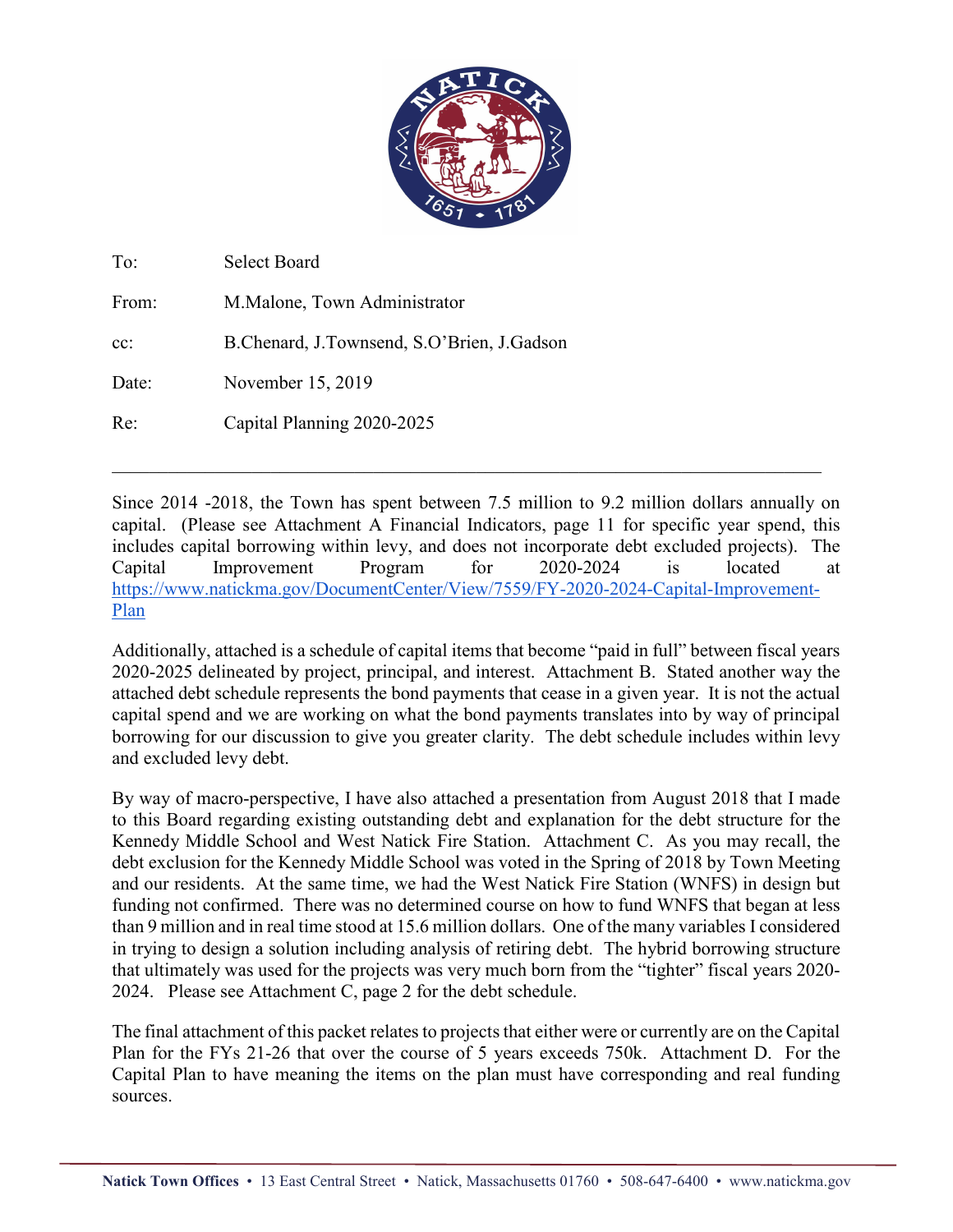| | |
|---|---|
| To: | Select Board |
| From: | M.Malone, Town Administrator |
| cc: | B.Chenard, J.Townsend, S.O'Brien, J.Gadson |
| Date: | November 15, 2019 |
| Re: | Capital Planning 2020-2025 |

---

Since 2014 -2018, the Town has spent between 7.5 million to 9.2 million dollars annually on capital. (Please see Attachment A Financial Indicators, page 11 for specific year spend, this includes capital borrowing within levy, and does not incorporate debt excluded projects). The Capital Improvement Program for 2020-2024 is located at [https://www.natickma.gov/DocumentCenter/View/7559/FY-2020-2024-Capital-Improvement-Plan](https://www.natickma.gov/DocumentCenter/View/7559/FY-2020-2024-Capital-Improvement-Plan)

Additionally, attached is a schedule of capital items that become "paid in full" between fiscal years 2020-2025 delineated by project, principal, and interest. Attachment B. Stated another way the attached debt schedule represents the bond payments that cease in a given year. It is not the actual capital spend and we are working on what the bond payments translates into by way of principal borrowing for our discussion to give you greater clarity. The debt schedule includes within levy and excluded levy debt.

By way of macro-perspective, I have also attached a presentation from August 2018 that I made to this Board regarding existing outstanding debt and explanation for the debt structure for the Kennedy Middle School and West Natick Fire Station. Attachment C. As you may recall, the debt exclusion for the Kennedy Middle School was voted in the Spring of 2018 by Town Meeting and our residents. At the same time, we had the West Natick Fire Station (WNFS) in design but funding not confirmed. There was no determined course on how to fund WNFS that began at less than 9 million and in real time stood at 15.6 million dollars. One of the many variables I considered in trying to design a solution including analysis of retiring debt. The hybrid borrowing structure that ultimately was used for the projects was very much born from the "tighter" fiscal years 2020-2024. Please see Attachment C, page 2 for the debt schedule.

The final attachment of this packet relates to projects that either were or currently are on the Capital Plan for the FYs 21-26 that over the course of 5 years exceeds 750k. Attachment D. For the Capital Plan to have meaning the items on the plan must have corresponding and real funding sources.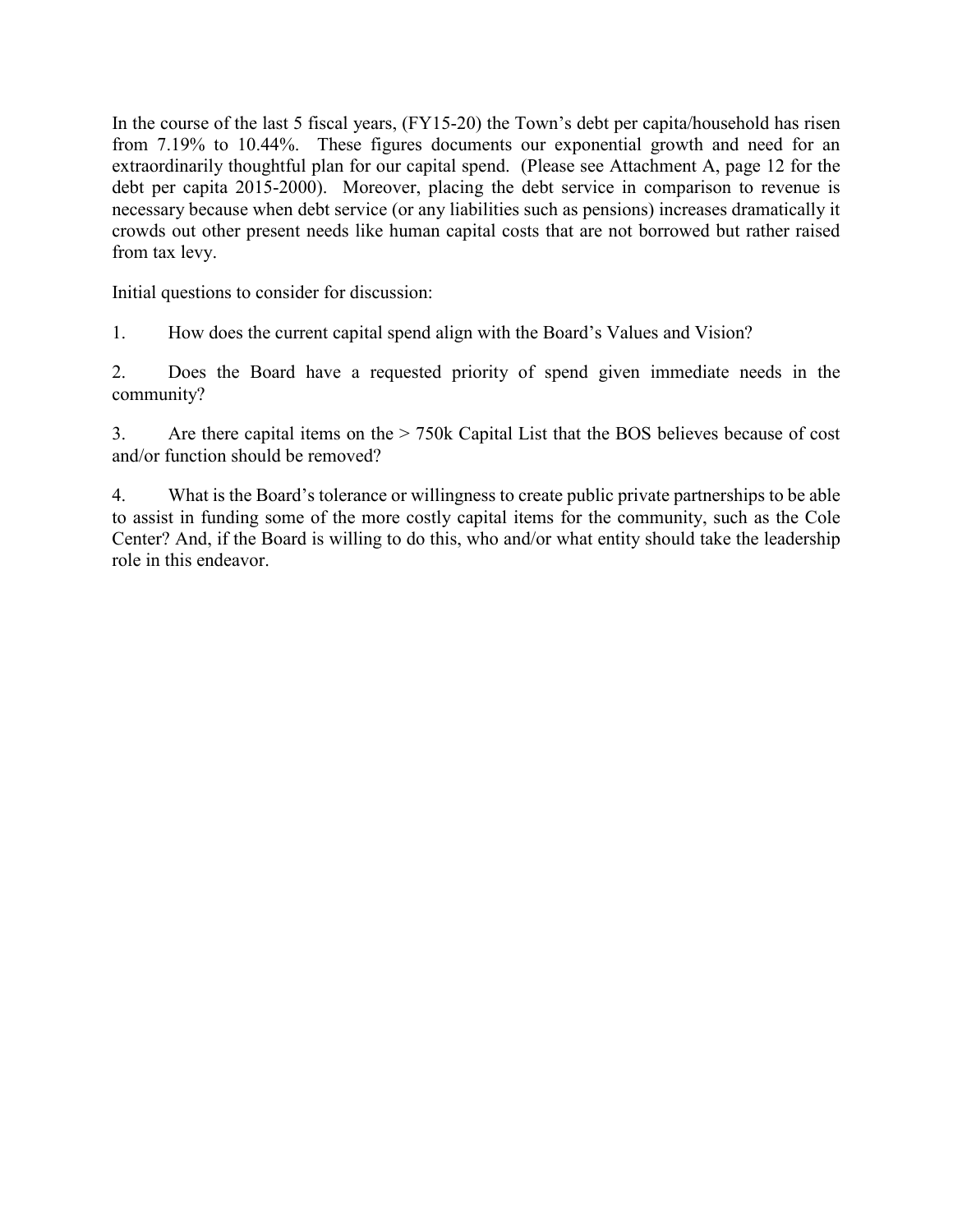In the course of the last 5 fiscal years, (FY15-20) the Town's debt per capita/household has risen from 7.19% to 10.44%. These figures documents our exponential growth and need for an extraordinarily thoughtful plan for our capital spend. (Please see Attachment A, page 12 for the debt per capita 2015-2000). Moreover, placing the debt service in comparison to revenue is necessary because when debt service (or any liabilities such as pensions) increases dramatically it crowds out other present needs like human capital costs that are not borrowed but rather raised from tax levy.

Initial questions to consider for discussion:

1. How does the current capital spend align with the Board's Values and Vision?

2. Does the Board have a requested priority of spend given immediate needs in the community?

3. Are there capital items on the > 750k Capital List that the BOS believes because of cost and/or function should be removed?

4. What is the Board's tolerance or willingness to create public private partnerships to be able to assist in funding some of the more costly capital items for the community, such as the Cole Center? And, if the Board is willing to do this, who and/or what entity should take the leadership role in this endeavor.